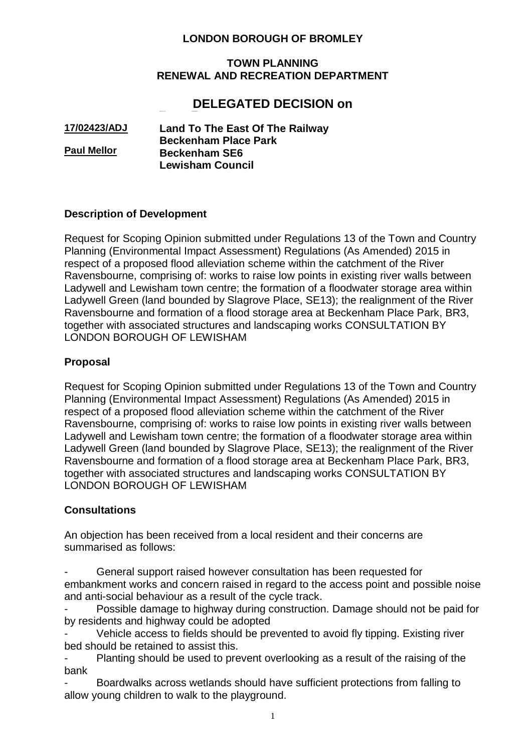**LONDON BOROUGH OF BROMLEY**

**TOWN PLANNING**
**RENEWAL AND RECREATION DEPARTMENT**

# DELEGATED DECISION on

**17/02423/ADJ**

**Paul Mellor**

**Land To The East Of The Railway**
**Beckenham Place Park**
**Beckenham SE6**
**Lewisham Council**

## Description of Development

Request for Scoping Opinion submitted under Regulations 13 of the Town and Country Planning (Environmental Impact Assessment) Regulations (As Amended) 2015 in respect of a proposed flood alleviation scheme within the catchment of the River Ravensbourne, comprising of: works to raise low points in existing river walls between Ladywell and Lewisham town centre; the formation of a floodwater storage area within Ladywell Green (land bounded by Slagrove Place, SE13); the realignment of the River Ravensbourne and formation of a flood storage area at Beckenham Place Park, BR3, together with associated structures and landscaping works CONSULTATION BY LONDON BOROUGH OF LEWISHAM

## Proposal

Request for Scoping Opinion submitted under Regulations 13 of the Town and Country Planning (Environmental Impact Assessment) Regulations (As Amended) 2015 in respect of a proposed flood alleviation scheme within the catchment of the River Ravensbourne, comprising of: works to raise low points in existing river walls between Ladywell and Lewisham town centre; the formation of a floodwater storage area within Ladywell Green (land bounded by Slagrove Place, SE13); the realignment of the River Ravensbourne and formation of a flood storage area at Beckenham Place Park, BR3, together with associated structures and landscaping works CONSULTATION BY LONDON BOROUGH OF LEWISHAM

## Consultations

An objection has been received from a local resident and their concerns are summarised as follows:

- General support raised however consultation has been requested for embankment works and concern raised in regard to the access point and possible noise and anti-social behaviour as a result of the cycle track.
- Possible damage to highway during construction. Damage should not be paid for by residents and highway could be adopted
- Vehicle access to fields should be prevented to avoid fly tipping. Existing river bed should be retained to assist this.
- Planting should be used to prevent overlooking as a result of the raising of the bank
- Boardwalks across wetlands should have sufficient protections from falling to allow young children to walk to the playground.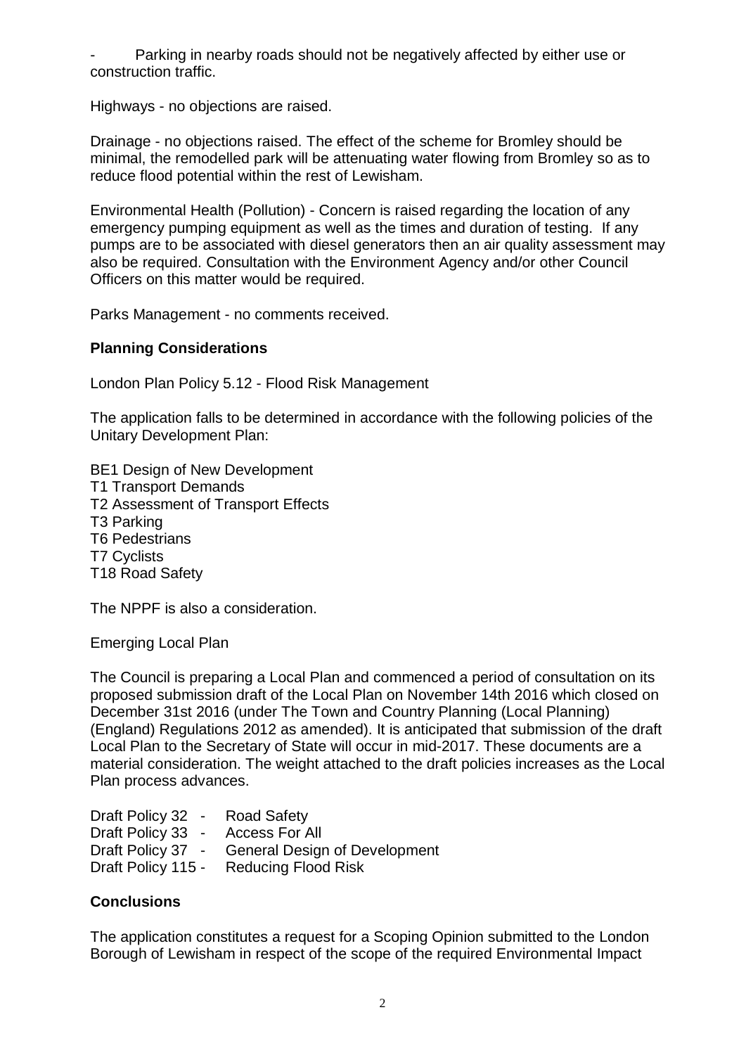- Parking in nearby roads should not be negatively affected by either use or construction traffic.

Highways - no objections are raised.

Drainage - no objections raised. The effect of the scheme for Bromley should be minimal, the remodelled park will be attenuating water flowing from Bromley so as to reduce flood potential within the rest of Lewisham.

Environmental Health (Pollution) - Concern is raised regarding the location of any emergency pumping equipment as well as the times and duration of testing. If any pumps are to be associated with diesel generators then an air quality assessment may also be required. Consultation with the Environment Agency and/or other Council Officers on this matter would be required.

Parks Management - no comments received.

**Planning Considerations**

London Plan Policy 5.12 - Flood Risk Management

The application falls to be determined in accordance with the following policies of the Unitary Development Plan:

BE1 Design of New Development
T1 Transport Demands
T2 Assessment of Transport Effects
T3 Parking
T6 Pedestrians
T7 Cyclists
T18 Road Safety

The NPPF is also a consideration.

Emerging Local Plan

The Council is preparing a Local Plan and commenced a period of consultation on its proposed submission draft of the Local Plan on November 14th 2016 which closed on December 31st 2016 (under The Town and Country Planning (Local Planning) (England) Regulations 2012 as amended). It is anticipated that submission of the draft Local Plan to the Secretary of State will occur in mid-2017. These documents are a material consideration. The weight attached to the draft policies increases as the Local Plan process advances.

Draft Policy 32 - Road Safety
Draft Policy 33 - Access For All
Draft Policy 37 - General Design of Development
Draft Policy 115 - Reducing Flood Risk

**Conclusions**

The application constitutes a request for a Scoping Opinion submitted to the London Borough of Lewisham in respect of the scope of the required Environmental Impact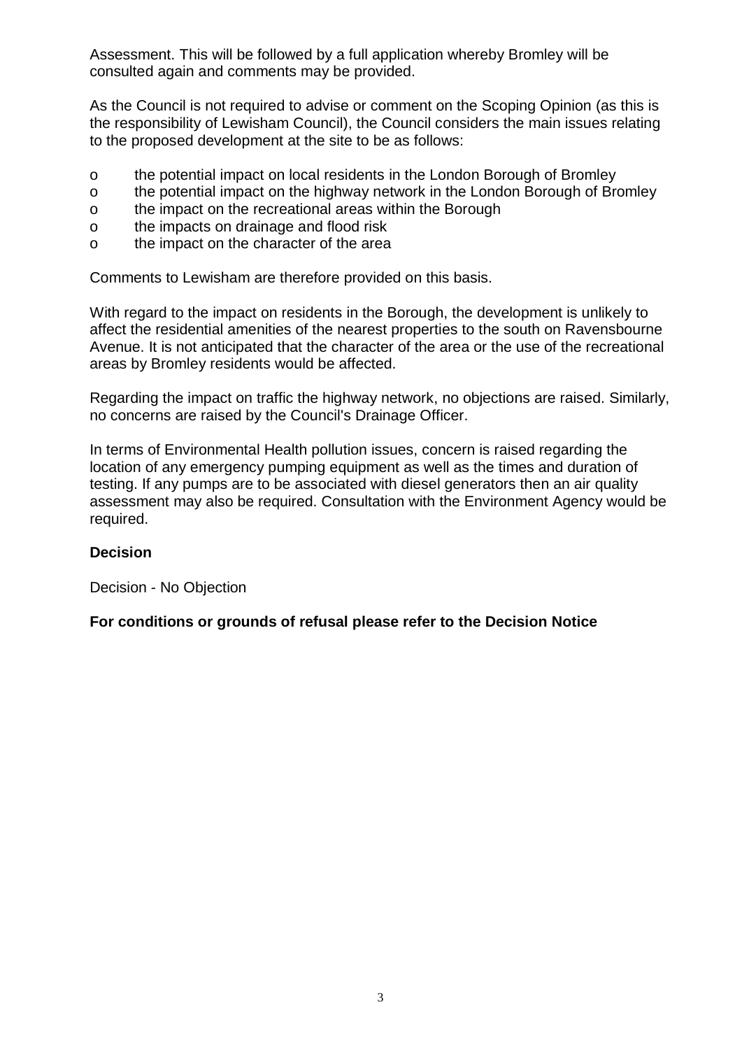Assessment. This will be followed by a full application whereby Bromley will be consulted again and comments may be provided.

As the Council is not required to advise or comment on the Scoping Opinion (as this is the responsibility of Lewisham Council), the Council considers the main issues relating to the proposed development at the site to be as follows:

- the potential impact on local residents in the London Borough of Bromley
- the potential impact on the highway network in the London Borough of Bromley
- the impact on the recreational areas within the Borough
- the impacts on drainage and flood risk
- the impact on the character of the area

Comments to Lewisham are therefore provided on this basis.

With regard to the impact on residents in the Borough, the development is unlikely to affect the residential amenities of the nearest properties to the south on Ravensbourne Avenue. It is not anticipated that the character of the area or the use of the recreational areas by Bromley residents would be affected.

Regarding the impact on traffic the highway network, no objections are raised. Similarly, no concerns are raised by the Council's Drainage Officer.

In terms of Environmental Health pollution issues, concern is raised regarding the location of any emergency pumping equipment as well as the times and duration of testing. If any pumps are to be associated with diesel generators then an air quality assessment may also be required. Consultation with the Environment Agency would be required.

**Decision**

Decision - No Objection

**For conditions or grounds of refusal please refer to the Decision Notice**